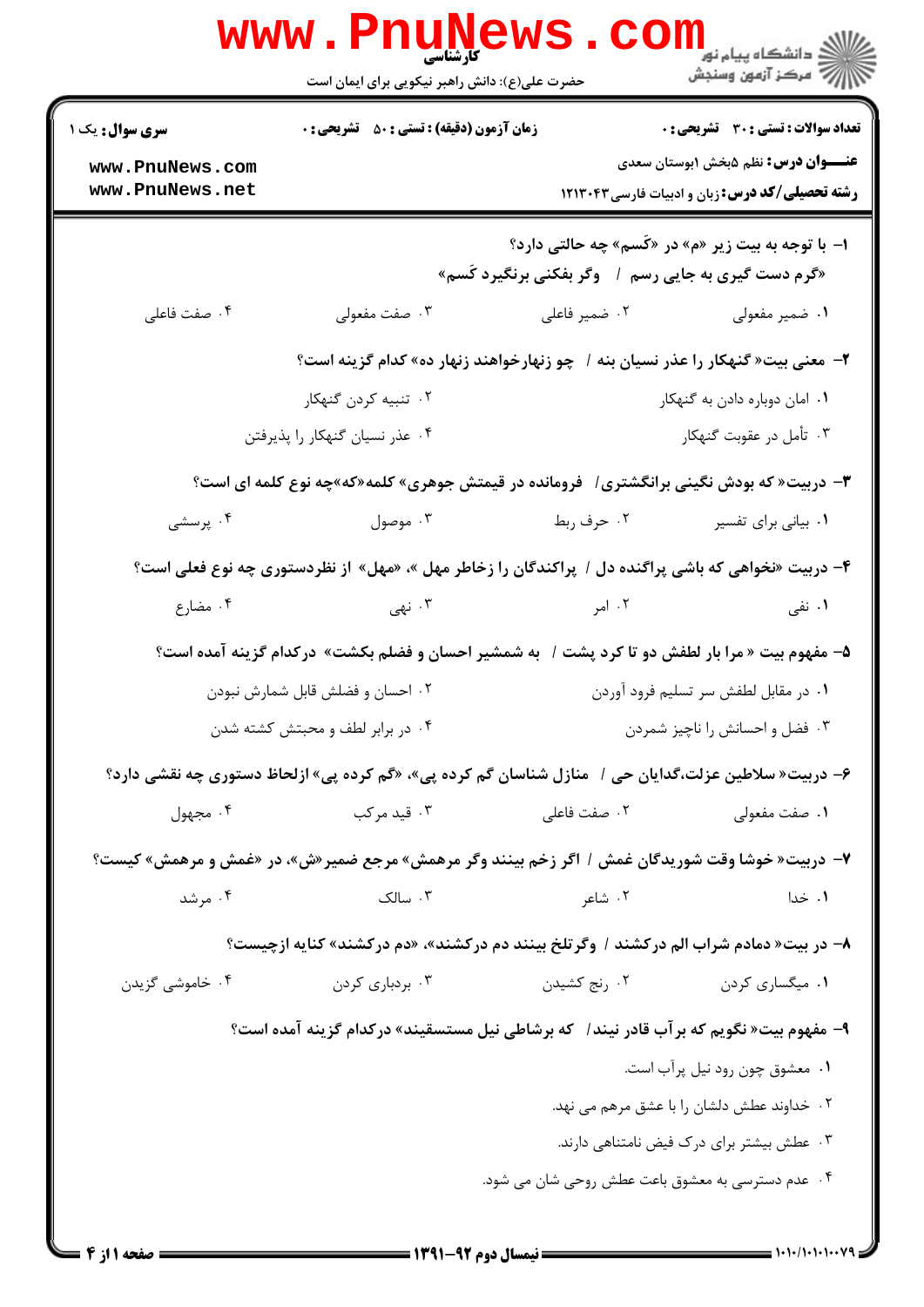**کارشناسی**

حضرت علی(ع): دانش راهبر نیکویی برای ایمان است

دانشگاه پیام نور
مرکز آزمون وسنجش

**سری سوال:** یک ۱

**زمان آزمون (دقیقه) : تستی : ۵۰ تشریحی : ۰**

**تعداد سوالات : تستی : ۳۰ تشریحی : ۰**

**عنـــوان درس:** نظم ۵بخش ۱بوستان سعدی

**رشته تحصیلی/کد درس:** زبان و ادبیات فارسی ۱۲۱۳۰۴۳

www.PnuNews.com
www.PnuNews.net

**۱- با توجه به بیت زیر «م» در «کَسم» چه حالتی دارد؟**

«گرم دست گیری به جایی رسم / وگر بفکنی برنگیرد کَسم»

۱. ضمیر مفعولی
۲. ضمیر فاعلی
۳. صفت مفعولی
۴. صفت فاعلی

**۲- معنی بیت« گنهکار را عذر نسیان بنه / چو زنهارخواهند زنهار ده» کدام گزینه است؟**

۱. امان دوباره دادن به گنهکار
۲. تنبیه کردن گنهکار
۳. تأمل در عقوبت گنهکار
۴. عذر نسیان گنهکار را پذیرفتن

**۳- دربیت« که بودش نگینی برانگشتری/ فروماند در قیمتش جوهری» کلمه«که»چه نوع کلمه ای است؟**

۱. بیانی برای تفسیر
۲. حرف ربط
۳. موصول
۴. پرسشی

**۴- دربیت «نخواهی که باشی پراگنده دل / پراکندگان را زخاطر مهل »، «مهل» از نظردستوری چه نوع فعلی است؟**

۱. نفی
۲. امر
۳. نهی
۴. مضارع

**۵- مفهوم بیت « مرا بار لطفش دو تا کرد پشت / به شمشیر احسان و فضلم بکشت» درکدام گزینه آمده است؟**

۱. در مقابل لطفش سر تسلیم فرود آوردن
۲. احسان و فضلش قابل شمارش نبودن
۳. فضل و احسانش را ناچیز شمردن
۴. در برابر لطف و محبتش کشته شدن

**۶- دربیت« سلاطین عزلت،گدایان حی / منازل شناسان گم کرده پی»، «گم کرده پی» ازلحاظ دستوری چه نقشی دارد؟**

۱. صفت مفعولی
۲. صفت فاعلی
۳. قید مرکب
۴. مجهول

**۷- دربیت« خوشا وقت شوریدگان غمش / اگر زخم بینند وگر مرهمش» مرجع ضمیر«ش»، در «غمش و مرهمش» کیست؟**

۱. خدا
۲. شاعر
۳. سالک
۴. مرشد

**۸- در بیت« دمادم شراب الم درکشند / وگرتلخ بینند دم درکشند»، «دم درکشند» کنایه ازچیست؟**

۱. میگساری کردن
۲. رنج کشیدن
۳. بردباری کردن
۴. خاموشی گزیدن

**۹- مفهوم بیت« نگویم که برآب قادر نیند/ که برشاطی نیل مستسقیند» درکدام گزینه آمده است؟**

۱. معشوق چون رود نیل پرآب است.
۲. خداوند عطش دلشان را با عشق مرهم می نهد.
۳. عطش بیشتر برای درک فیض نامتناهی دارند.
۴. عدم دسترسی به معشوق باعث عطش روحی شان می شود.

نیمسال دوم ۹۲-۱۳۹۱

۱۰۱۰/۱۰۱۰۱۰۰۷۹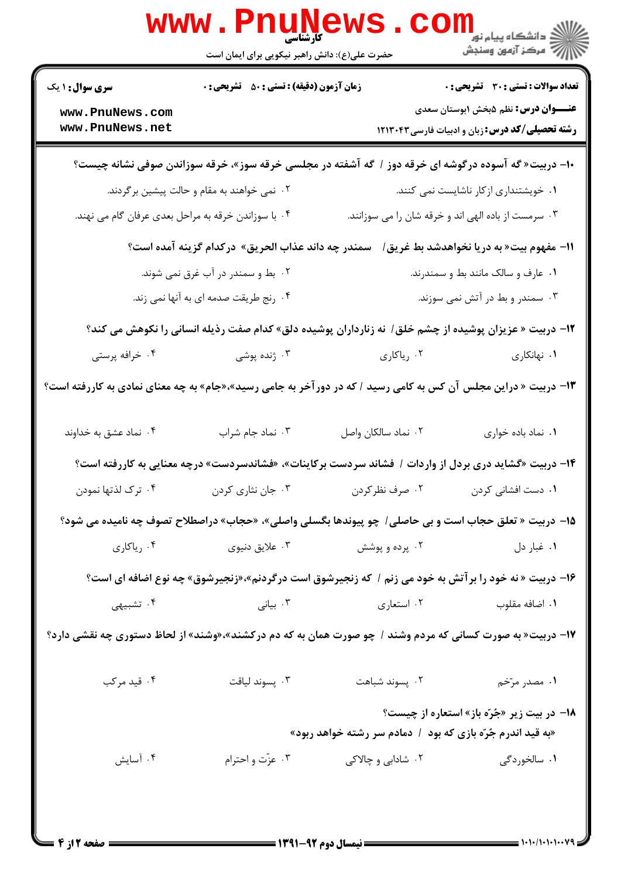۱۰- دربیت« گه آسوده درگوشه ای خرقه دوز / گه آشفته در مجلسی خرقه سوز»، خرقه سوزاندن صوفی نشانه چیست؟

۱. خویشتنداری ازکار ناشایست نمی کنند.
۲. نمی خواهند به مقام و حالت پیشین برگردند.
۳. سرمست از باده الهی اند و خرقه شان را می سوزانند.
۴. با سوزاندن خرقه به مراحل بعدی عرفان گام می نهند.

۱۱- مفهوم بیت« به دریا نخواهدشد بط غریق/ سمندر چه داند عذاب الحریق» درکدام گزینه آمده است؟

۱. عارف و سالک مانند بط و سمندرند.
۲. بط و سمندر در آب غرق نمی شوند.
۳. سمندر و بط در آتش نمی سوزند.
۴. رنج طریقت صدمه ای به آنها نمی زند.

۱۲- دربیت « عزیزان پوشیده از چشم خلق/ نه زناررداران پوشیده دلق» کدام صفت رذیله انسانی را نکوهش می کند؟

۱. نهانکاری
۲. ریاکاری
۳. ژنده پوشی
۴. خرافه پرستی

۱۳- دربیت « دراین مجلس آن کس به کامی رسید / که در دورآخر به جامی رسید»،«جام» به چه معنای نمادی به کاررفته است؟

۱. نماد باده خواری
۲. نماد سالکان واصل
۳. نماد جام شراب
۴. نماد عشق به خداوند

۱۴- دربیت «گشاید دری بردل از واردات / فشاند سردست برکاینات»، «فشاندسردست» درچه معنایی به کاررفته است؟

۱. دست افشانی کردن
۲. صرف نظرکردن
۳. جان نثاری کردن
۴. ترک لذتها نمودن

۱۵- دربیت « تعلق حجاب است و بی حاصلی/ چو پیوندها بگسلی واصلی»، «حجاب» دراصطلاح تصوف چه نامیده می شود؟

۱. غبار دل
۲. پرده و پوشش
۳. علایق دنیوی
۴. ریاکاری

۱۶- دربیت « نه خود را برآتش به خود می زنم / که زنجیرشوق است درگردنم»،«زنجیرشوق» چه نوع اضافه ای است؟

۱. اضافه مقلوب
۲. استعاری
۳. بیانی
۴. تشبیهی

۱۷- دربیت« به صورت کسانی که مردم وشند / چو صورت همان به که دم درکشند»،«وشند» از لحاظ دستوری چه نقشی دارد؟

۱. مصدر مرّخم
۲. پسوند شباهت
۳. پسوند لیاقت
۴. قید مرکب

۱۸- در بیت زیر «جُرّه باز» استعاره از چیست؟

«به قید اندرم جُرّه بازی که بود / دمادم سر رشته خواهد ربود»

۱. سالخوردگی
۲. شادابی و چالاکی
۳. عزّت و احترام
۴. آسایش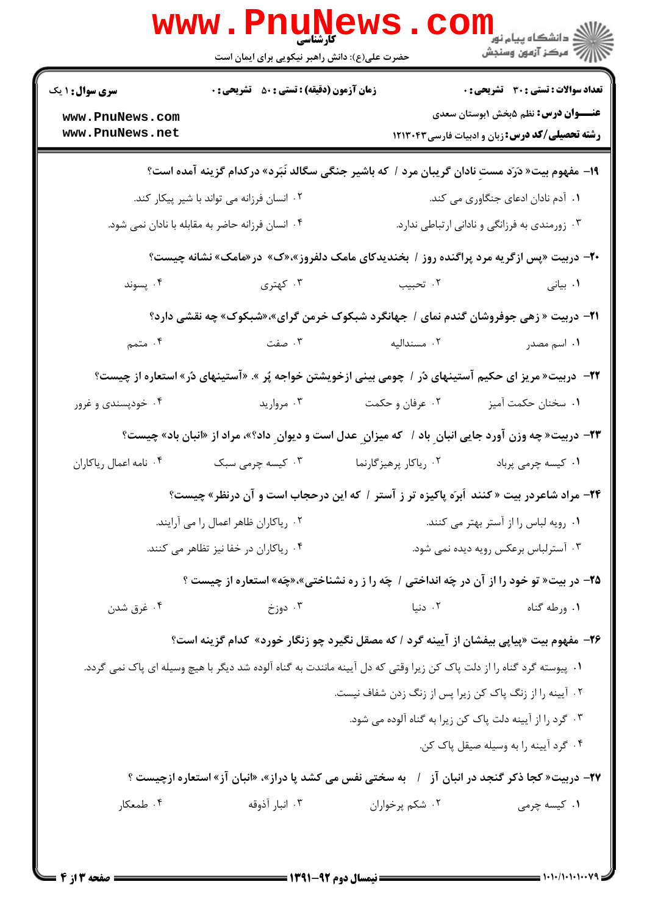۱۹- مفهوم بیت« دَرَد مستِ نادان گریبان مرد / که باشیر جنگی سگالد نَبَرد» درکدام گزینه آمده است؟

۱. آدم نادان ادعای جنگاوری می کند.

۲. انسان فرزانه می تواند با شیر پیکار کند.

۳. زورمندی به فرزانگی و نادانی ارتباطی ندارد.

۴. انسان فرزانه حاضر به مقابله با نادان نمی شود.

۲۰- دربیت «پس ازگریه مرد پراگنده روز / بخندیدکای مامک دلفروز»،«ک» در«مامک» نشانه چیست؟

۱. بیانی

۲. تحبیب

۳. کهتری

۴. پسوند

۲۱- دربیت « زهی جوفروشان گندم نمای / جهانگرد شبکوک خرمن گرای»،«شبکوک» چه نقشی دارد؟

۱. اسم مصدر

۲. مسندالیه

۳. صفت

۴. متمم

۲۲- دربیت« مریز ای حکیم آستینهای دُر / چومی بینی ازخویشتن خواجه پُر ». «آستینهای دُر» استعاره از چیست؟

۱. سخنان حکمت آمیز

۲. عرفان و حکمت

۳. مروارید

۴. خودپسندی و غرور

۲۳- دربیت« چه وزن آورد جایی انبان باد / که میزانِ عدل است و دیوانِ داد؟»، مراد از «انبان باد» چیست؟

۱. کیسه چرمی پرباد

۲. ریاکار پرهیزگارنما

۳. کیسه چرمی سبک

۴. نامه اعمال ریاکاران

۲۴- مراد شاعردر بیت « کنند اَبرَه پاکیزه تر ز آستر / که این درحجاب است و آن درنظر» چیست؟

۱. رویه لباس را از آستر بهتر می کنند.

۲. ریاکاران ظاهر اعمال را می آرایند.

۳. آسترلباس برعکس رویه دیده نمی شود.

۴. ریاکاران در خفا نیز تظاهر می کنند.

۲۵- در بیت« تو خود را از آن در چَه انداختی / چَه را ز ره نشناختی»،«چَه» استعاره از چیست ؟

۱. ورطه گناه

۲. دنیا

۳. دوزخ

۴. غرق شدن

۲۶- مفهوم بیت «پیاپی بیفشان از آیینه گرد / که مصقل نگیرد چو زنگار خورد» کدام گزینه است؟

۱. پیوسته گرد گناه را از دلت پاک کن زیرا وقتی که دل آیینه مانندت به گناه آلوده شد دیگر با هیچ وسیله ای پاک نمی گردد.

۲. آیینه را از زنگ پاک کن زیرا پس از زنگ زدن شفاف نیست.

۳. گرد را از آیینه دلت پاک کن زیرا به گناه آلوده می شود.

۴. گرد آیینه را به وسیله صیقل پاک کن.

۲۷- دربیت« کجا ذکر گنجد در انبان آز / به سختی نفس می کشد پا دراز»، «انبان آز» استعاره ازچیست ؟

۱. کیسه چرمی

۲. شکم پرخواران

۳. انبار آذوقه

۴. طمعکار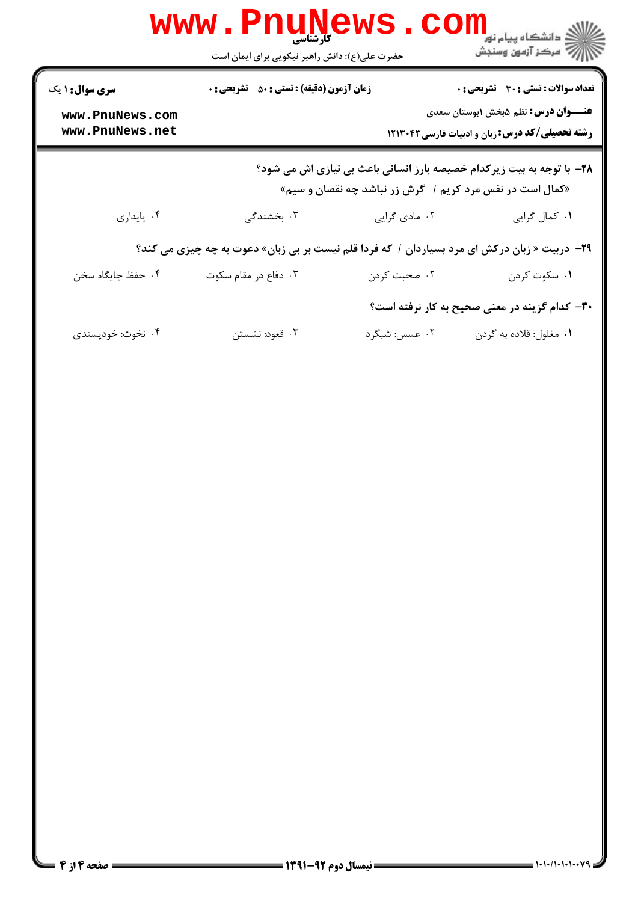۲۸- با توجه به بیت زیرکدام خصیصه بارز انسانی باعث بی نیازی اش می شود؟

«کمال است در نفس مرد کریم / گرش زر نباشد چه نقصان و سیم»

۱. کمال گرایی
۲. مادی گرایی
۳. بخشندگی
۴. پایداری

۲۹- دربیت « زبان درکش ای مرد بسیاردان / که فردا قلم نیست بر بی زبان» دعوت به چه چیزی می کند؟

۱. سکوت کردن
۲. صحبت کردن
۳. دفاع در مقام سکوت
۴. حفظ جایگاه سخن

۳۰- کدام گزینه در معنی صحیح به کار نرفته است؟

۱. مغلول: قلاده به گردن
۲. عسس: شبگرد
۳. قعود: نشستن
۴. نخوت: خودپسندی